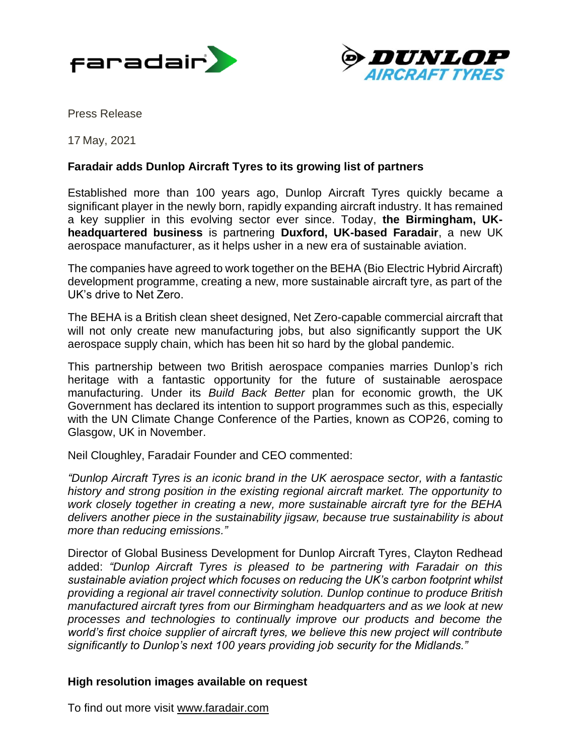Press Release

17 May, 2021

## Faradair adds Dunlop Aircraft Tyres to its growing list of partners

Established more than 100 years ago, Dunlop Aircraft Tyres quickly became a significant player in the newly born, rapidly expanding aircraft industry. It has remained a key supplier in this evolving sector ever since. Today, **the Birmingham, UK-headquartered business** is partnering **Duxford, UK-based Faradair**, a new UK aerospace manufacturer, as it helps usher in a new era of sustainable aviation.

The companies have agreed to work together on the BEHA (Bio Electric Hybrid Aircraft) development programme, creating a new, more sustainable aircraft tyre, as part of the UK's drive to Net Zero.

The BEHA is a British clean sheet designed, Net Zero-capable commercial aircraft that will not only create new manufacturing jobs, but also significantly support the UK aerospace supply chain, which has been hit so hard by the global pandemic.

This partnership between two British aerospace companies marries Dunlop's rich heritage with a fantastic opportunity for the future of sustainable aerospace manufacturing. Under its *Build Back Better* plan for economic growth, the UK Government has declared its intention to support programmes such as this, especially with the UN Climate Change Conference of the Parties, known as COP26, coming to Glasgow, UK in November.

Neil Cloughley, Faradair Founder and CEO commented:

*"Dunlop Aircraft Tyres is an iconic brand in the UK aerospace sector, with a fantastic history and strong position in the existing regional aircraft market. The opportunity to work closely together in creating a new, more sustainable aircraft tyre for the BEHA delivers another piece in the sustainability jigsaw, because true sustainability is about more than reducing emissions."*

Director of Global Business Development for Dunlop Aircraft Tyres, Clayton Redhead added: *"Dunlop Aircraft Tyres is pleased to be partnering with Faradair on this sustainable aviation project which focuses on reducing the UK's carbon footprint whilst providing a regional air travel connectivity solution. Dunlop continue to produce British manufactured aircraft tyres from our Birmingham headquarters and as we look at new processes and technologies to continually improve our products and become the world's first choice supplier of aircraft tyres, we believe this new project will contribute significantly to Dunlop's next 100 years providing job security for the Midlands."*

**High resolution images available on request**

To find out more visit www.faradair.com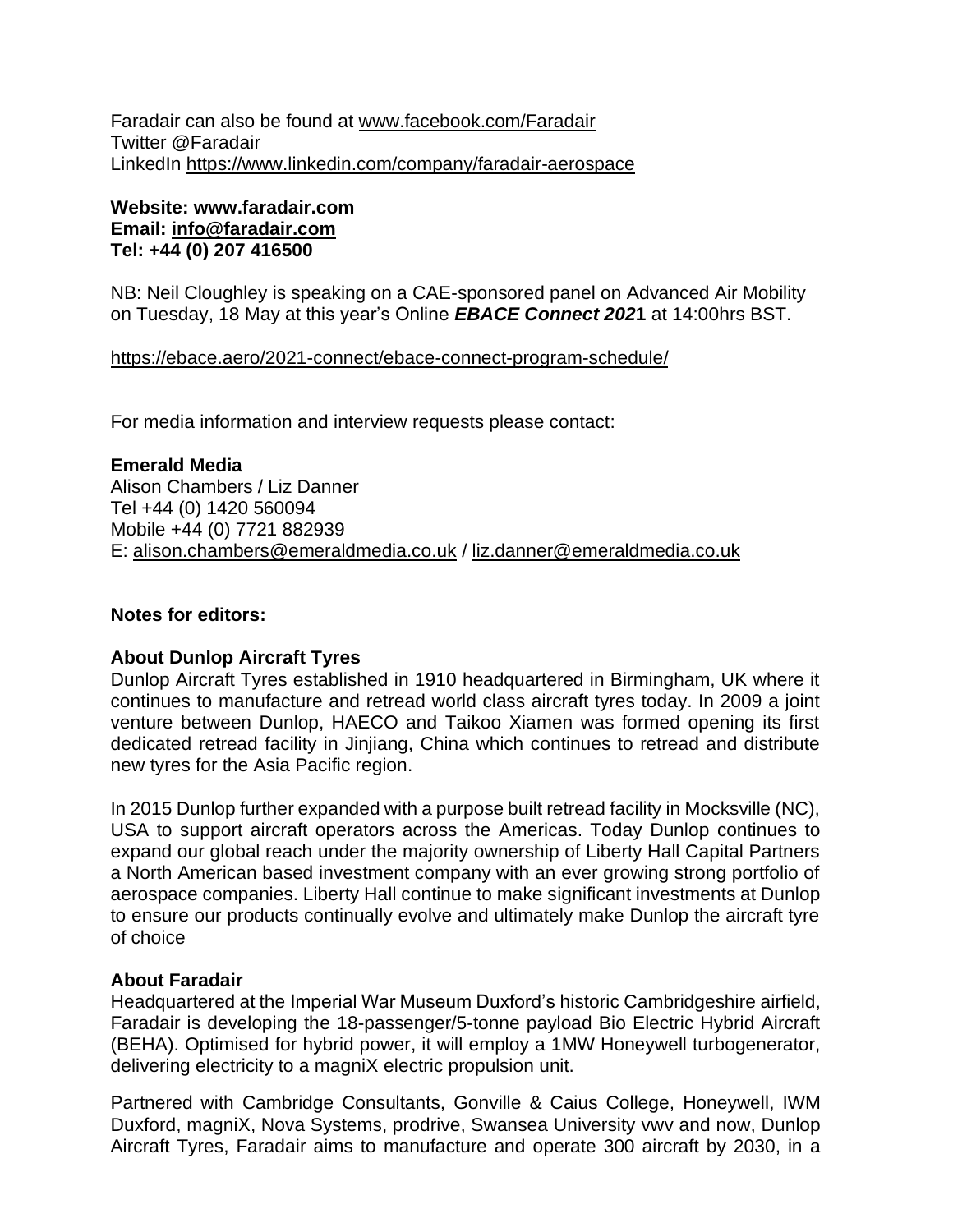Faradair can also be found at www.facebook.com/Faradair
Twitter @Faradair
LinkedIn https://www.linkedin.com/company/faradair-aerospace

**Website: www.faradair.com**
**Email: info@faradair.com**
**Tel: +44 (0) 207 416500**

NB: Neil Cloughley is speaking on a CAE-sponsored panel on Advanced Air Mobility on Tuesday, 18 May at this year's Online ***EBACE Connect 202*****1** at 14:00hrs BST.

https://ebace.aero/2021-connect/ebace-connect-program-schedule/

For media information and interview requests please contact:

**Emerald Media**
Alison Chambers / Liz Danner
Tel +44 (0) 1420 560094
Mobile +44 (0) 7721 882939
E: alison.chambers@emeraldmedia.co.uk / liz.danner@emeraldmedia.co.uk

**Notes for editors:**

**About Dunlop Aircraft Tyres**

Dunlop Aircraft Tyres established in 1910 headquartered in Birmingham, UK where it continues to manufacture and retread world class aircraft tyres today. In 2009 a joint venture between Dunlop, HAECO and Taikoo Xiamen was formed opening its first dedicated retread facility in Jinjiang, China which continues to retread and distribute new tyres for the Asia Pacific region.

In 2015 Dunlop further expanded with a purpose built retread facility in Mocksville (NC), USA to support aircraft operators across the Americas. Today Dunlop continues to expand our global reach under the majority ownership of Liberty Hall Capital Partners a North American based investment company with an ever growing strong portfolio of aerospace companies. Liberty Hall continue to make significant investments at Dunlop to ensure our products continually evolve and ultimately make Dunlop the aircraft tyre of choice

**About Faradair**

Headquartered at the Imperial War Museum Duxford's historic Cambridgeshire airfield, Faradair is developing the 18-passenger/5-tonne payload Bio Electric Hybrid Aircraft (BEHA). Optimised for hybrid power, it will employ a 1MW Honeywell turbogenerator, delivering electricity to a magniX electric propulsion unit.

Partnered with Cambridge Consultants, Gonville & Caius College, Honeywell, IWM Duxford, magniX, Nova Systems, prodrive, Swansea University vwv and now, Dunlop Aircraft Tyres, Faradair aims to manufacture and operate 300 aircraft by 2030, in a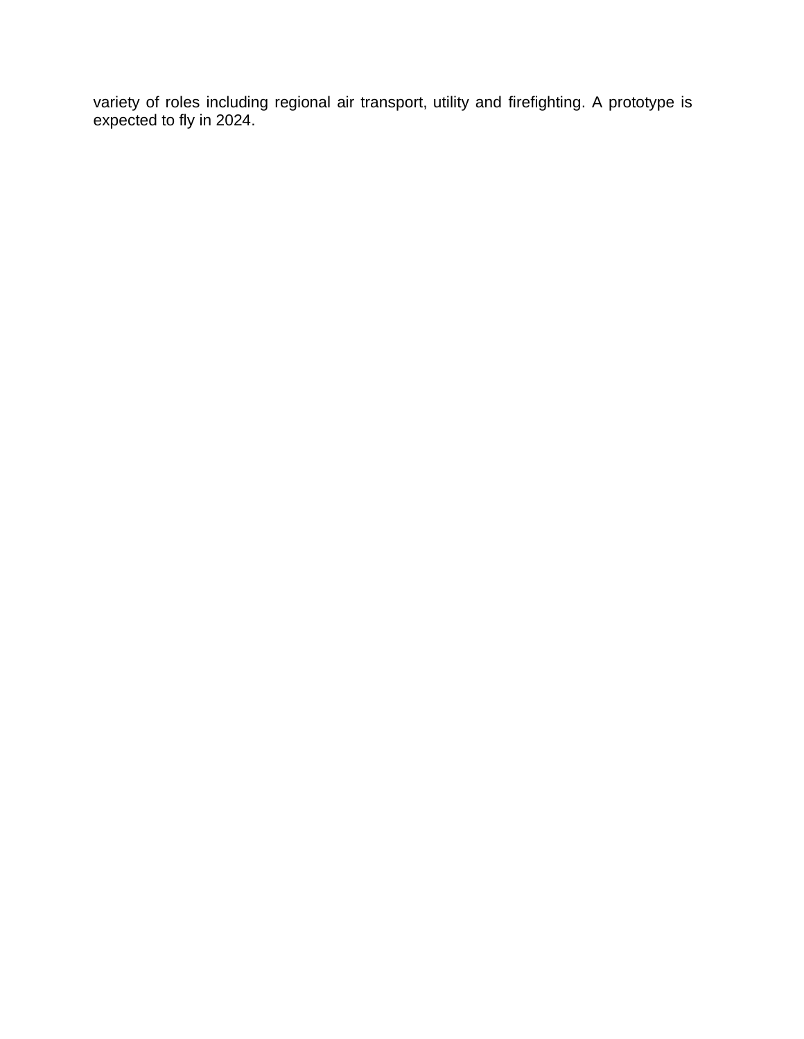variety of roles including regional air transport, utility and firefighting. A prototype is expected to fly in 2024.